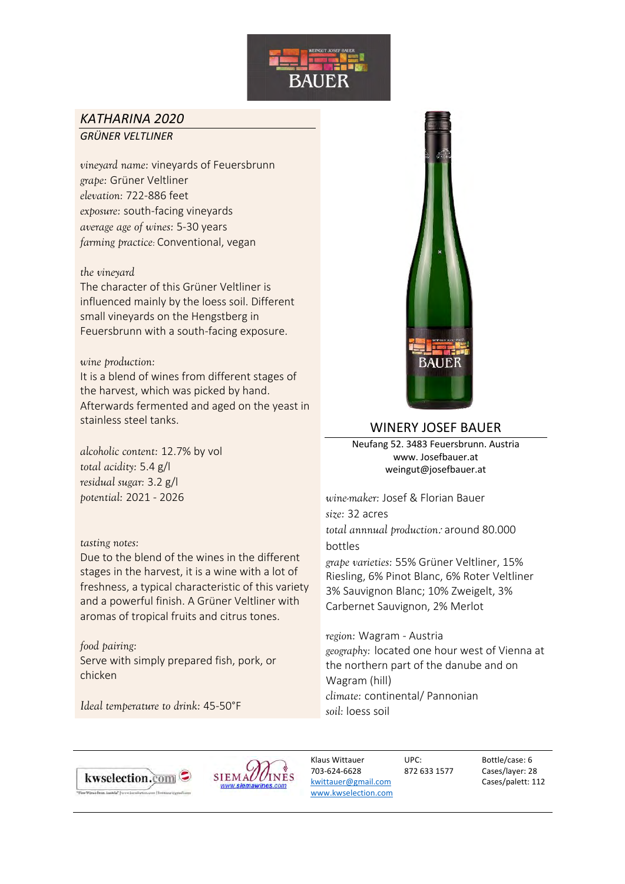# KATHARINA 2020

## GRÜNER VELTLINER

*vineyard name:* vineyards of Feuersbrunn
*grape:* Grüner Veltliner
*elevation:* 722-886 feet
*exposure:* south-facing vineyards
*average age of wines:* 5-30 years
*farming practice:* Conventional, vegan

*the vineyard*
The character of this Grüner Veltliner is influenced mainly by the loess soil. Different small vineyards on the Hengstberg in Feuersbrunn with a south-facing exposure.

*wine production:*
It is a blend of wines from different stages of the harvest, which was picked by hand. Afterwards fermented and aged on the yeast in stainless steel tanks.

*alcoholic content:* 12.7% by vol
*total acidity:* 5.4 g/l
*residual sugar:* 3.2 g/l
*potential:* 2021 - 2026

*tasting notes:*
Due to the blend of the wines in the different stages in the harvest, it is a wine with a lot of freshness, a typical characteristic of this variety and a powerful finish. A Grüner Veltliner with aromas of tropical fruits and citrus tones.

*food pairing:*
Serve with simply prepared fish, pork, or chicken

*Ideal temperature to drink:* 45-50°F

## WINERY JOSEF BAUER

Neufang 52. 3483 Feuersbrunn. Austria
www. Josefbauer.at
weingut@josefbauer.at

*wine-maker:* Josef & Florian Bauer
*size:* 32 acres
*total annnual production:* around 80.000 bottles
*grape varieties:* 55% Grüner Veltliner, 15% Riesling, 6% Pinot Blanc, 6% Roter Veltliner 3% Sauvignon Blanc; 10% Zweigelt, 3% Carbernet Sauvignon, 2% Merlot

*region:* Wagram - Austria
*geography:* located one hour west of Vienna at the northern part of the danube and on Wagram (hill)
*climate:* continental/ Pannonian
*soil:* loess soil

Klaus Wittauer
703-624-6628
kwittauer@gmail.com
www.kwselection.com

UPC:
872 633 1577

Bottle/case: 6
Cases/layer: 28
Cases/palett: 112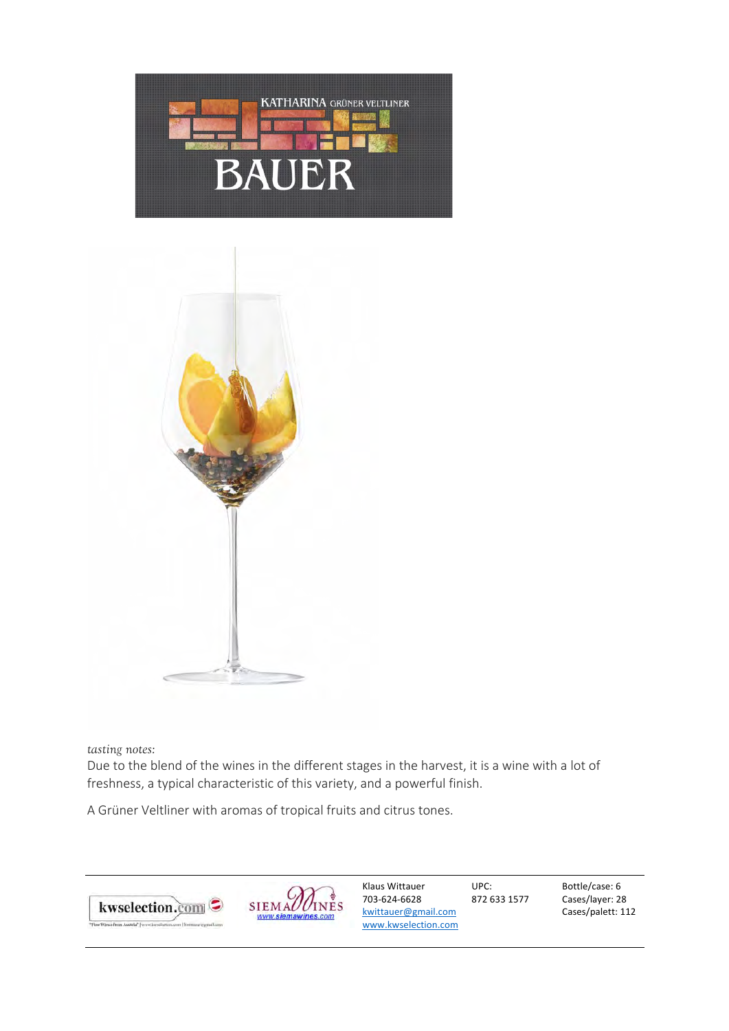KATHARINA GRÜNER VELTLINER

# BAUER

*tasting notes:*

Due to the blend of the wines in the different stages in the harvest, it is a wine with a lot of freshness, a typical characteristic of this variety, and a powerful finish.

A Grüner Veltliner with aromas of tropical fruits and citrus tones.

| | | | | |
|---|---|---|---|---|
| kwselection.com | SIEMA WINES www.siemawines.com | Klaus Wittauer<br>703-624-6628<br>kwittauer@gmail.com<br>www.kwselection.com | UPC:<br>872 633 1577 | Bottle/case: 6<br>Cases/layer: 28<br>Cases/palett: 112 |